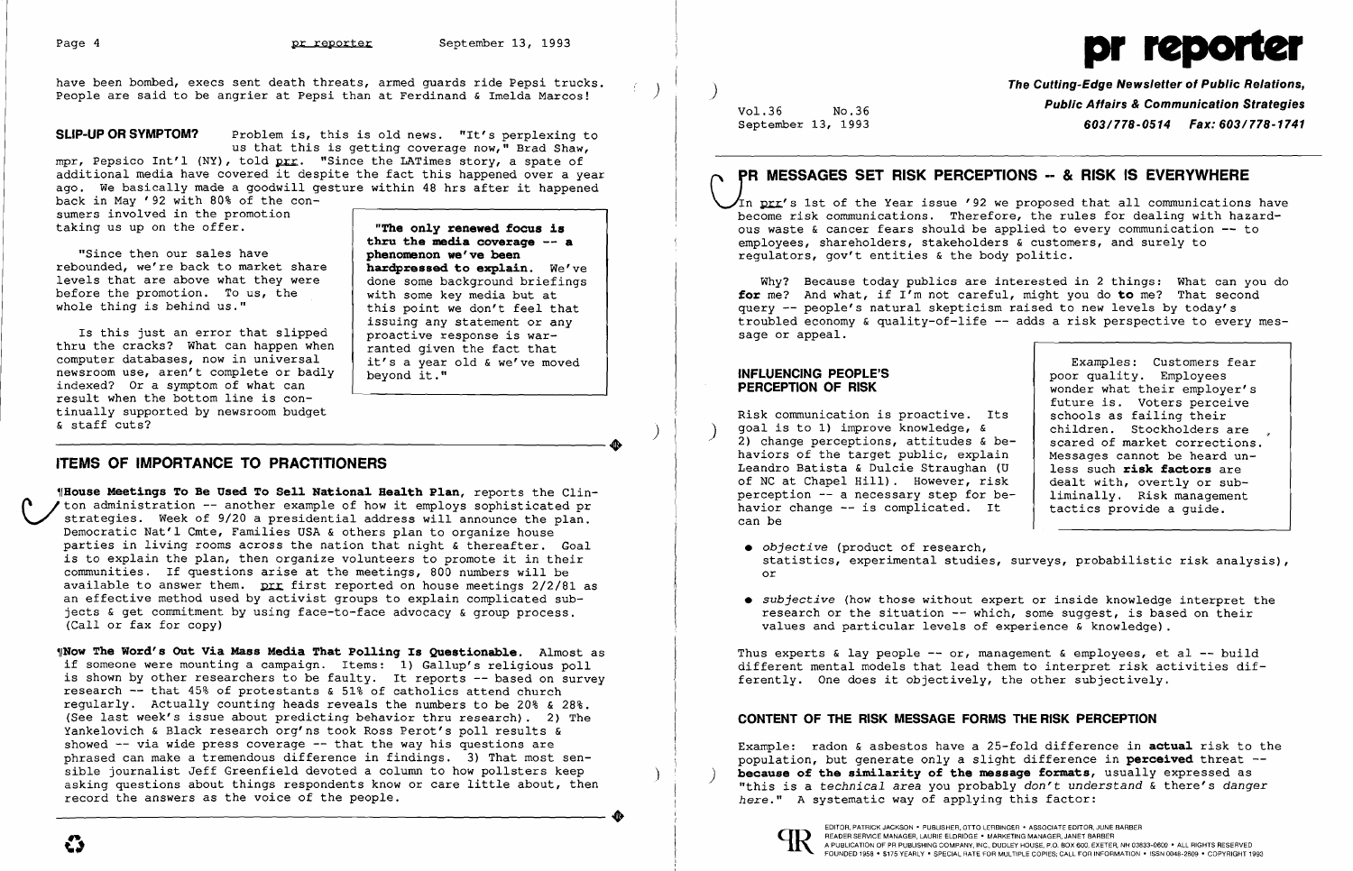have been bombed, execs sent death threats, armed guards ride Pepsi trucks. People are said to be angrier at Pepsi than at Ferdinand & Imelda Marcos!

**SLIP-UP OR SYMPTOM?** Problem is, this is old news. "It's perplexing to us that this is getting coverage now," Brad Shaw, mpr, Pepsico Int'l (NY), told prr. "Since the LATimes story, a spate of additional media have covered it despite the fact this happened over a year ago. We basically made a goodwill gesture within 48 hrs after it happened back in May '92 with 80% of the consumers involved in the promotion taking us up on the offer.

"Since then our sales have rebounded, we're back to market share levels that are above what they were before the promotion. To us, the whole thing is behind us."

> **"The only renewed focus is thru the media coverage -- a phenomenon we've been hardpressed to explain.** We've done some background briefings with some key media but at this point we don't feel that issuing any statement or any proactive response is warranted given the fact that it's a year old & we've moved beyond it."

Is this just an error that slipped thru the cracks? What can happen when computer databases, now in universal newsroom use, aren't complete or badly indexed? Or a symptom of what can result when the bottom line is continually supported by newsroom budget & staff cuts?

## ITEMS OF IMPORTANCE TO PRACTITIONERS

¶**House Meetings To Be Used To Sell National Health Plan,** reports the Clinton administration -- another example of how it employs sophisticated pr strategies. Week of 9/20 a presidential address will announce the plan. Democratic Nat'l Cmte, Families USA & others plan to organize house parties in living rooms across the nation that night & thereafter. Goal is to explain the plan, then organize volunteers to promote it in their communities. If questions arise at the meetings, 800 numbers will be available to answer them. prr first reported on house meetings 2/2/81 as an effective method used by activist groups to explain complicated subjects & get commitment by using face-to-face advocacy & group process. (Call or fax for copy)

¶**Now The Word's Out Via Mass Media That Polling Is Questionable.** Almost as if someone were mounting a campaign. Items: 1) Gallup's religious poll is shown by other researchers to be faulty. It reports -- based on survey research -- that 45% of protestants & 51% of catholics attend church regularly. Actually counting heads reveals the numbers to be 20% & 28%. (See last week's issue about predicting behavior thru research). 2) The Yankelovich & Black research org'ns took Ross Perot's poll results & showed -- via wide press coverage -- that the way his questions are phrased can make a tremendous difference in findings. 3) That most sensible journalist Jeff Greenfield devoted a column to how pollsters keep asking questions about things respondents know or care little about, then record the answers as the voice of the people.

# pr reporter

**The Cutting-Edge Newsletter of Public Relations, Public Affairs & Communication Strategies**
**603/778-0514 Fax: 603/778-1741**

Vol.36 No.36
September 13, 1993

## PR MESSAGES SET RISK PERCEPTIONS -- & RISK IS EVERYWHERE

In prr's 1st of the Year issue '92 we proposed that all communications have become risk communications. Therefore, the rules for dealing with hazardous waste & cancer fears should be applied to every communication -- to employees, shareholders, stakeholders & customers, and surely to regulators, gov't entities & the body politic.

Why? Because today publics are interested in 2 things: What can you do **for** me? And what, if I'm not careful, might you do **to** me? That second query -- people's natural skepticism raised to new levels by today's troubled economy & quality-of-life -- adds a risk perspective to every message or appeal.

> Examples: Customers fear poor quality. Employees wonder what their employer's future is. Voters perceive schools as failing their children. Stockholders are scared of market corrections. Messages cannot be heard unless such **risk factors** are dealt with, overtly or subliminally. Risk management tactics provide a guide.

**INFLUENCING PEOPLE'S PERCEPTION OF RISK**

Risk communication is proactive. Its goal is to 1) improve knowledge, & 2) change perceptions, attitudes & behaviors of the target public, explain Leandro Batista & Dulcie Straughan (U of NC at Chapel Hill). However, risk perception -- a necessary step for behavior change -- is complicated. It can be

- *objective* (product of research, statistics, experimental studies, surveys, probabilistic risk analysis), or
- *subjective* (how those without expert or inside knowledge interpret the research or the situation -- which, some suggest, is based on their values and particular levels of experience & knowledge).

Thus experts & lay people -- or, management & employees, et al -- build different mental models that lead them to interpret risk activities differently. One does it objectively, the other subjectively.

### CONTENT OF THE RISK MESSAGE FORMS THE RISK PERCEPTION

Example: radon & asbestos have a 25-fold difference in **actual** risk to the population, but generate only a slight difference in **perceived** threat -- **because of the similarity of the message formats,** usually expressed as "this is a *technical area* you probably *don't understand* & there's *danger here*." A systematic way of applying this factor:

EDITOR, PATRICK JACKSON • PUBLISHER, OTTO LERBINGER • ASSOCIATE EDITOR, JUNE BARBER
READER SERVICE MANAGER, LAURIE ELDRIDGE • MARKETING MANAGER, JANET BARBER
A PUBLICATION OF PR PUBLISHING COMPANY, INC. DUDLEY HOUSE, P.O. BOX 600, EXETER, NH 03833-0600 • ALL RIGHTS RESERVED
FOUNDED 1958 • $175 YEARLY • SPECIAL RATE FOR MULTIPLE COPIES; CALL FOR INFORMATION • ISSN 0048-2609 • COPYRIGHT 1993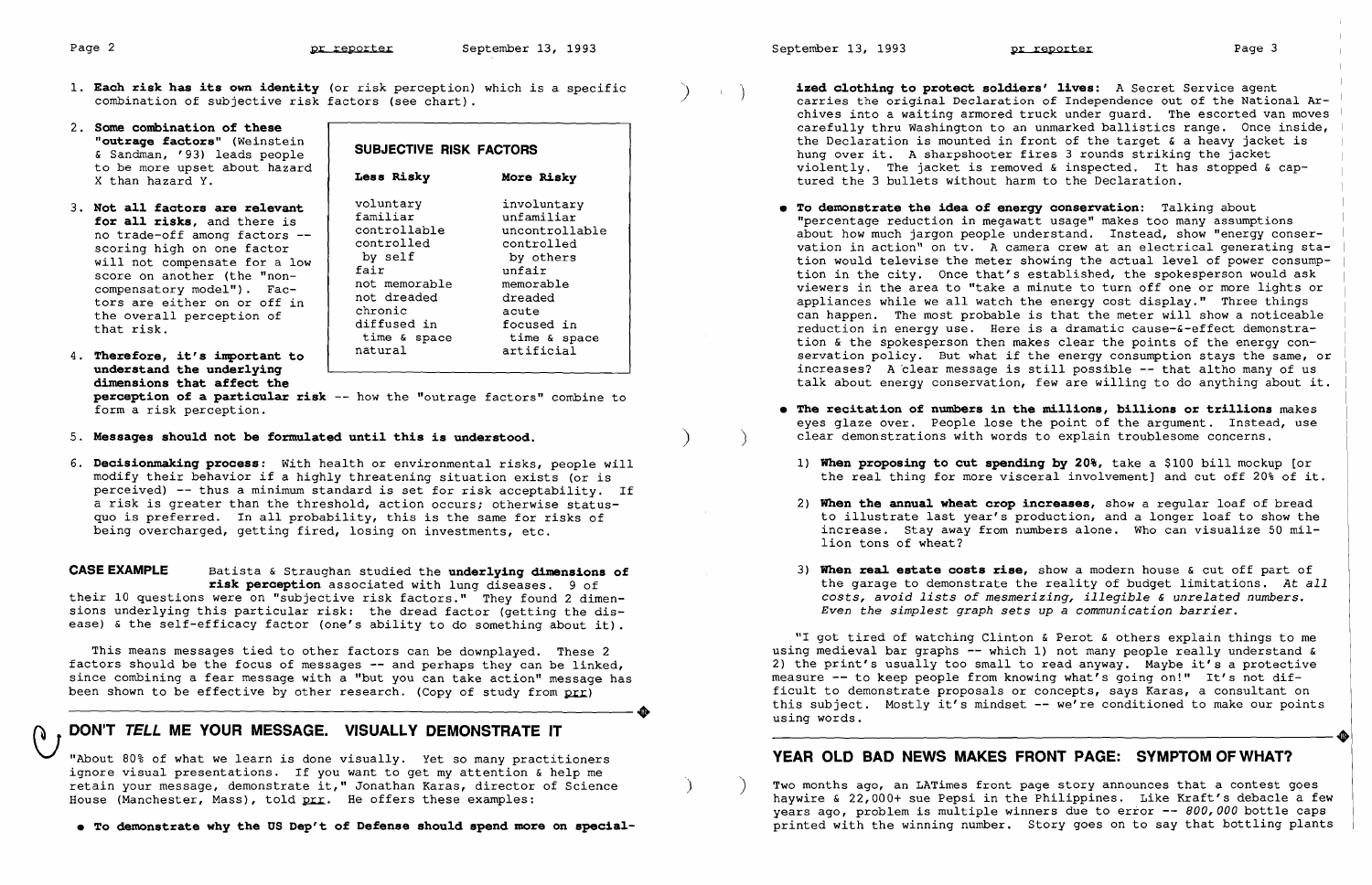1. **Each risk has its own identity** (or risk perception) which is a specific combination of subjective risk factors (see chart).

2. **Some combination of these "outrage factors"** (Weinstein & Sandman, '93) leads people to be more upset about hazard X than hazard Y.

3. **Not all factors are relevant for all risks**, and there is no trade-off among factors -- scoring high on one factor will not compensate for a low score on another (the "non-compensatory model"). Factors are either on or off in the overall perception of that risk.

4. **Therefore, it's important to understand the underlying dimensions that affect the perception of a particular risk** -- how the "outrage factors" combine to form a risk perception.

**SUBJECTIVE RISK FACTORS**

| Less Risky | More Risky |
|---|---|
| voluntary | involuntary |
| familiar | unfamiliar |
| controllable | uncontrollable |
| controlled by self | controlled by others |
| fair | unfair |
| not memorable | memorable |
| not dreaded | dreaded |
| chronic | acute |
| diffused in time & space | focused in time & space |
| natural | artificial |

5. **Messages should not be formulated until this is understood.**

6. **Decisionmaking process**: With health or environmental risks, people will modify their behavior if a highly threatening situation exists (or is perceived) -- thus a minimum standard is set for risk acceptability. If a risk is greater than the threshold, action occurs; otherwise status-quo is preferred. In all probability, this is the same for risks of being overcharged, getting fired, losing on investments, etc.

**CASE EXAMPLE** Batista & Straughan studied the **underlying dimensions of risk perception** associated with lung diseases. 9 of their 10 questions were on "subjective risk factors." They found 2 dimensions underlying this particular risk: the dread factor (getting the disease) & the self-efficacy factor (one's ability to do something about it).

This means messages tied to other factors can be downplayed. These 2 factors should be the focus of messages -- and perhaps they can be linked, since combining a fear message with a "but you can take action" message has been shown to be effective by other research. (Copy of study from prr)

## DON'T *TELL* ME YOUR MESSAGE. VISUALLY DEMONSTRATE IT

"About 80% of what we learn is done visually. Yet so many practitioners ignore visual presentations. If you want to get my attention & help me retain your message, demonstrate it," Jonathan Karas, director of Science House (Manchester, Mass), told prr. He offers these examples:

- **To demonstrate why the US Dep't of Defense should spend more on specialized clothing to protect soldiers' lives:** A Secret Service agent carries the original Declaration of Independence out of the National Archives into a waiting armored truck under guard. The escorted van moves carefully thru Washington to an unmarked ballistics range. Once inside, the Declaration is mounted in front of the target & a heavy jacket is hung over it. A sharpshooter fires 3 rounds striking the jacket violently. The jacket is removed & inspected. It has stopped & captured the 3 bullets without harm to the Declaration.

- **To demonstrate the idea of energy conservation**: Talking about "percentage reduction in megawatt usage" makes too many assumptions about how much jargon people understand. Instead, show "energy conservation in action" on tv. A camera crew at an electrical generating station would televise the meter showing the actual level of power consumption in the city. Once that's established, the spokesperson would ask viewers in the area to "take a minute to turn off one or more lights or appliances while we all watch the energy cost display." Three things can happen. The most probable is that the meter will show a noticeable reduction in energy use. Here is a dramatic cause-&-effect demonstration & the spokesperson then makes clear the points of the energy conservation policy. But what if the energy consumption stays the same, or increases? A clear message is still possible -- that altho many of us talk about energy conservation, few are willing to do anything about it.

- **The recitation of numbers in the millions, billions or trillions** makes eyes glaze over. People lose the point of the argument. Instead, use clear demonstrations with words to explain troublesome concerns.

  1) **When proposing to cut spending by 20%**, take a $100 bill mockup [or the real thing for more visceral involvement] and cut off 20% of it.

  2) **When the annual wheat crop increases**, show a regular loaf of bread to illustrate last year's production, and a longer loaf to show the increase. Stay away from numbers alone. Who can visualize 50 million tons of wheat?

  3) **When real estate costs rise**, show a modern house & cut off part of the garage to demonstrate the reality of budget limitations. *At all costs, avoid lists of mesmerizing, illegible & unrelated numbers. Even the simplest graph sets up a communication barrier.*

"I got tired of watching Clinton & Perot & others explain things to me using medieval bar graphs -- which 1) not many people really understand & 2) the print's usually too small to read anyway. Maybe it's a protective measure -- to keep people from knowing what's going on!" It's not difficult to demonstrate proposals or concepts, says Karas, a consultant on this subject. Mostly it's mindset -- we're conditioned to make our points using words.

## YEAR OLD BAD NEWS MAKES FRONT PAGE: SYMPTOM OF WHAT?

Two months ago, an LATimes front page story announces that a contest goes haywire & 22,000+ sue Pepsi in the Philippines. Like Kraft's debacle a few years ago, problem is multiple winners due to error -- *800,000* bottle caps printed with the winning number. Story goes on to say that bottling plants